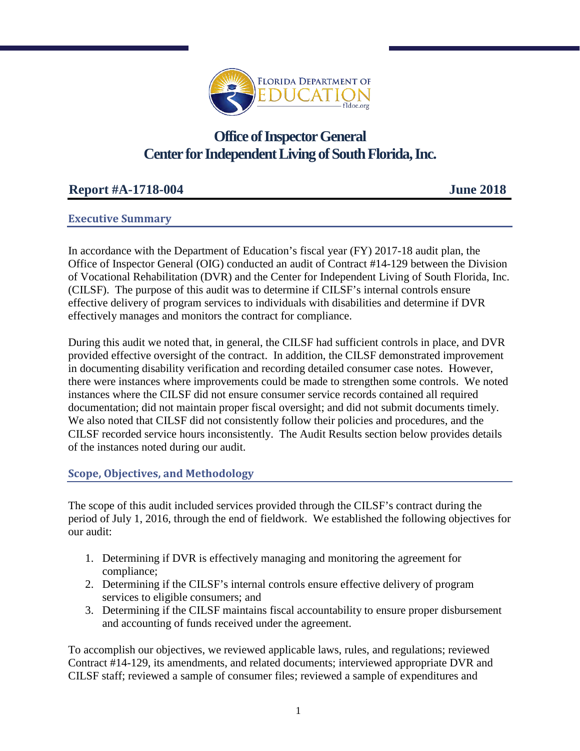Florida Department of Education
fldoe.org

# Office of Inspector General
# Center for Independent Living of South Florida, Inc.

**Report #A-1718-004** **June 2018**

## Executive Summary

In accordance with the Department of Education's fiscal year (FY) 2017-18 audit plan, the Office of Inspector General (OIG) conducted an audit of Contract #14-129 between the Division of Vocational Rehabilitation (DVR) and the Center for Independent Living of South Florida, Inc. (CILSF). The purpose of this audit was to determine if CILSF's internal controls ensure effective delivery of program services to individuals with disabilities and determine if DVR effectively manages and monitors the contract for compliance.

During this audit we noted that, in general, the CILSF had sufficient controls in place, and DVR provided effective oversight of the contract. In addition, the CILSF demonstrated improvement in documenting disability verification and recording detailed consumer case notes. However, there were instances where improvements could be made to strengthen some controls. We noted instances where the CILSF did not ensure consumer service records contained all required documentation; did not maintain proper fiscal oversight; and did not submit documents timely. We also noted that CILSF did not consistently follow their policies and procedures, and the CILSF recorded service hours inconsistently. The Audit Results section below provides details of the instances noted during our audit.

## Scope, Objectives, and Methodology

The scope of this audit included services provided through the CILSF's contract during the period of July 1, 2016, through the end of fieldwork. We established the following objectives for our audit:

1. Determining if DVR is effectively managing and monitoring the agreement for compliance;
2. Determining if the CILSF's internal controls ensure effective delivery of program services to eligible consumers; and
3. Determining if the CILSF maintains fiscal accountability to ensure proper disbursement and accounting of funds received under the agreement.

To accomplish our objectives, we reviewed applicable laws, rules, and regulations; reviewed Contract #14-129, its amendments, and related documents; interviewed appropriate DVR and CILSF staff; reviewed a sample of consumer files; reviewed a sample of expenditures and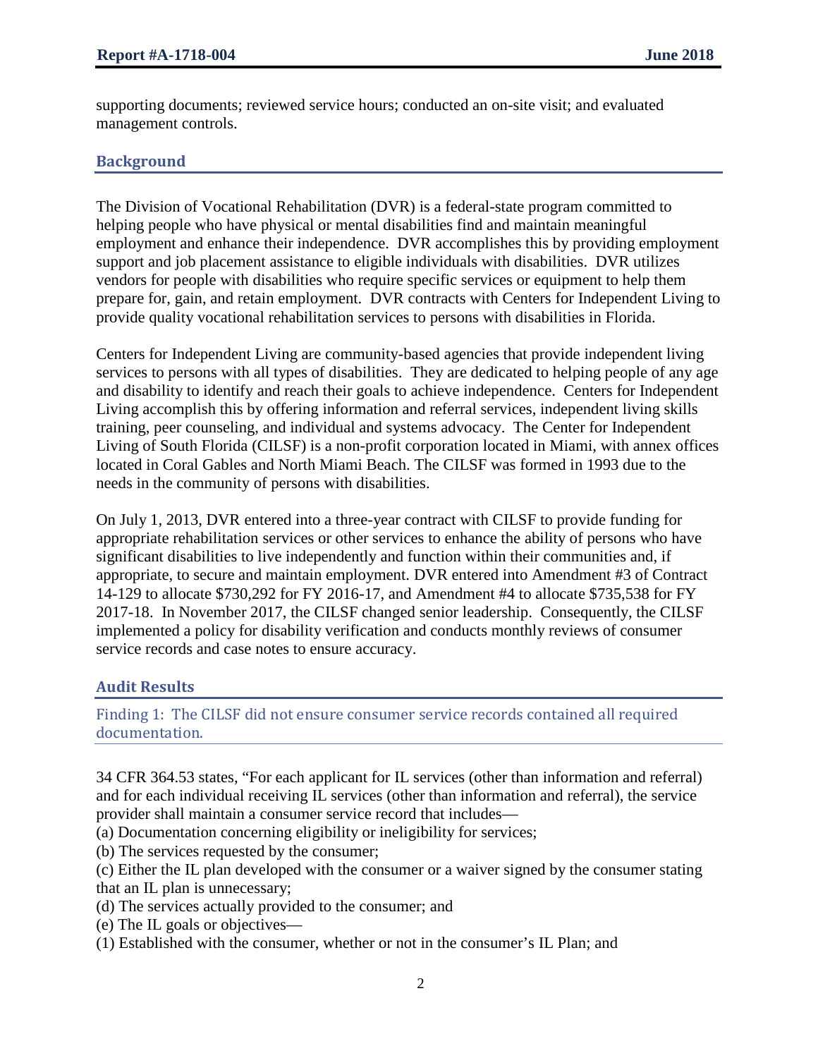supporting documents; reviewed service hours; conducted an on-site visit; and evaluated management controls.

## Background

The Division of Vocational Rehabilitation (DVR) is a federal-state program committed to helping people who have physical or mental disabilities find and maintain meaningful employment and enhance their independence. DVR accomplishes this by providing employment support and job placement assistance to eligible individuals with disabilities. DVR utilizes vendors for people with disabilities who require specific services or equipment to help them prepare for, gain, and retain employment. DVR contracts with Centers for Independent Living to provide quality vocational rehabilitation services to persons with disabilities in Florida.

Centers for Independent Living are community-based agencies that provide independent living services to persons with all types of disabilities. They are dedicated to helping people of any age and disability to identify and reach their goals to achieve independence. Centers for Independent Living accomplish this by offering information and referral services, independent living skills training, peer counseling, and individual and systems advocacy. The Center for Independent Living of South Florida (CILSF) is a non-profit corporation located in Miami, with annex offices located in Coral Gables and North Miami Beach. The CILSF was formed in 1993 due to the needs in the community of persons with disabilities.

On July 1, 2013, DVR entered into a three-year contract with CILSF to provide funding for appropriate rehabilitation services or other services to enhance the ability of persons who have significant disabilities to live independently and function within their communities and, if appropriate, to secure and maintain employment. DVR entered into Amendment #3 of Contract 14-129 to allocate $730,292 for FY 2016-17, and Amendment #4 to allocate $735,538 for FY 2017-18. In November 2017, the CILSF changed senior leadership. Consequently, the CILSF implemented a policy for disability verification and conducts monthly reviews of consumer service records and case notes to ensure accuracy.

## Audit Results

### Finding 1: The CILSF did not ensure consumer service records contained all required documentation.

34 CFR 364.53 states, "For each applicant for IL services (other than information and referral) and for each individual receiving IL services (other than information and referral), the service provider shall maintain a consumer service record that includes—

(a) Documentation concerning eligibility or ineligibility for services;
(b) The services requested by the consumer;
(c) Either the IL plan developed with the consumer or a waiver signed by the consumer stating that an IL plan is unnecessary;
(d) The services actually provided to the consumer; and
(e) The IL goals or objectives—
(1) Established with the consumer, whether or not in the consumer's IL Plan; and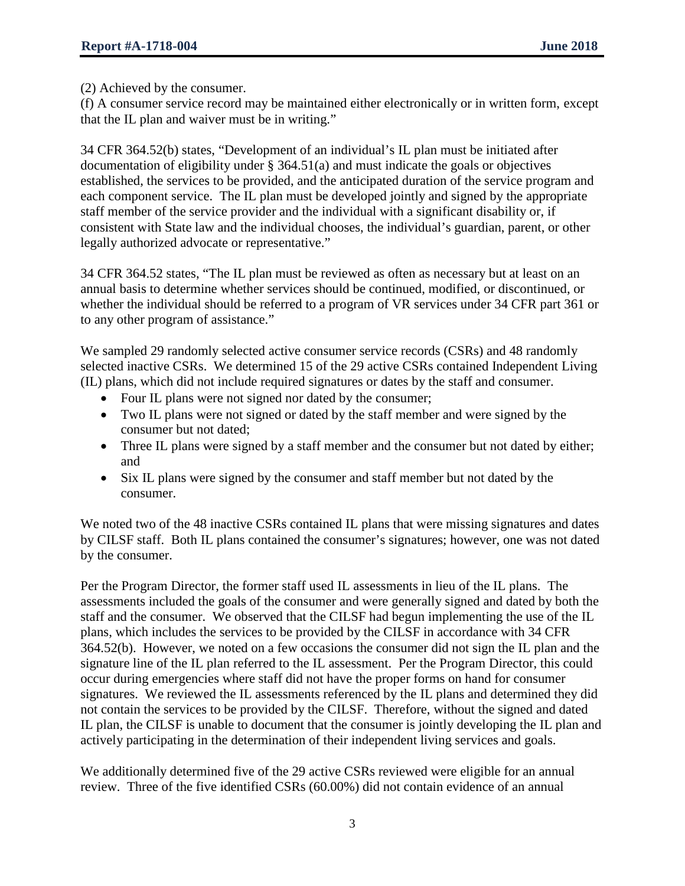(2) Achieved by the consumer.
(f) A consumer service record may be maintained either electronically or in written form, except that the IL plan and waiver must be in writing."

34 CFR 364.52(b) states, "Development of an individual's IL plan must be initiated after documentation of eligibility under § 364.51(a) and must indicate the goals or objectives established, the services to be provided, and the anticipated duration of the service program and each component service. The IL plan must be developed jointly and signed by the appropriate staff member of the service provider and the individual with a significant disability or, if consistent with State law and the individual chooses, the individual's guardian, parent, or other legally authorized advocate or representative."

34 CFR 364.52 states, "The IL plan must be reviewed as often as necessary but at least on an annual basis to determine whether services should be continued, modified, or discontinued, or whether the individual should be referred to a program of VR services under 34 CFR part 361 or to any other program of assistance."

We sampled 29 randomly selected active consumer service records (CSRs) and 48 randomly selected inactive CSRs. We determined 15 of the 29 active CSRs contained Independent Living (IL) plans, which did not include required signatures or dates by the staff and consumer.

- Four IL plans were not signed nor dated by the consumer;
- Two IL plans were not signed or dated by the staff member and were signed by the consumer but not dated;
- Three IL plans were signed by a staff member and the consumer but not dated by either; and
- Six IL plans were signed by the consumer and staff member but not dated by the consumer.

We noted two of the 48 inactive CSRs contained IL plans that were missing signatures and dates by CILSF staff. Both IL plans contained the consumer's signatures; however, one was not dated by the consumer.

Per the Program Director, the former staff used IL assessments in lieu of the IL plans. The assessments included the goals of the consumer and were generally signed and dated by both the staff and the consumer. We observed that the CILSF had begun implementing the use of the IL plans, which includes the services to be provided by the CILSF in accordance with 34 CFR 364.52(b). However, we noted on a few occasions the consumer did not sign the IL plan and the signature line of the IL plan referred to the IL assessment. Per the Program Director, this could occur during emergencies where staff did not have the proper forms on hand for consumer signatures. We reviewed the IL assessments referenced by the IL plans and determined they did not contain the services to be provided by the CILSF. Therefore, without the signed and dated IL plan, the CILSF is unable to document that the consumer is jointly developing the IL plan and actively participating in the determination of their independent living services and goals.

We additionally determined five of the 29 active CSRs reviewed were eligible for an annual review. Three of the five identified CSRs (60.00%) did not contain evidence of an annual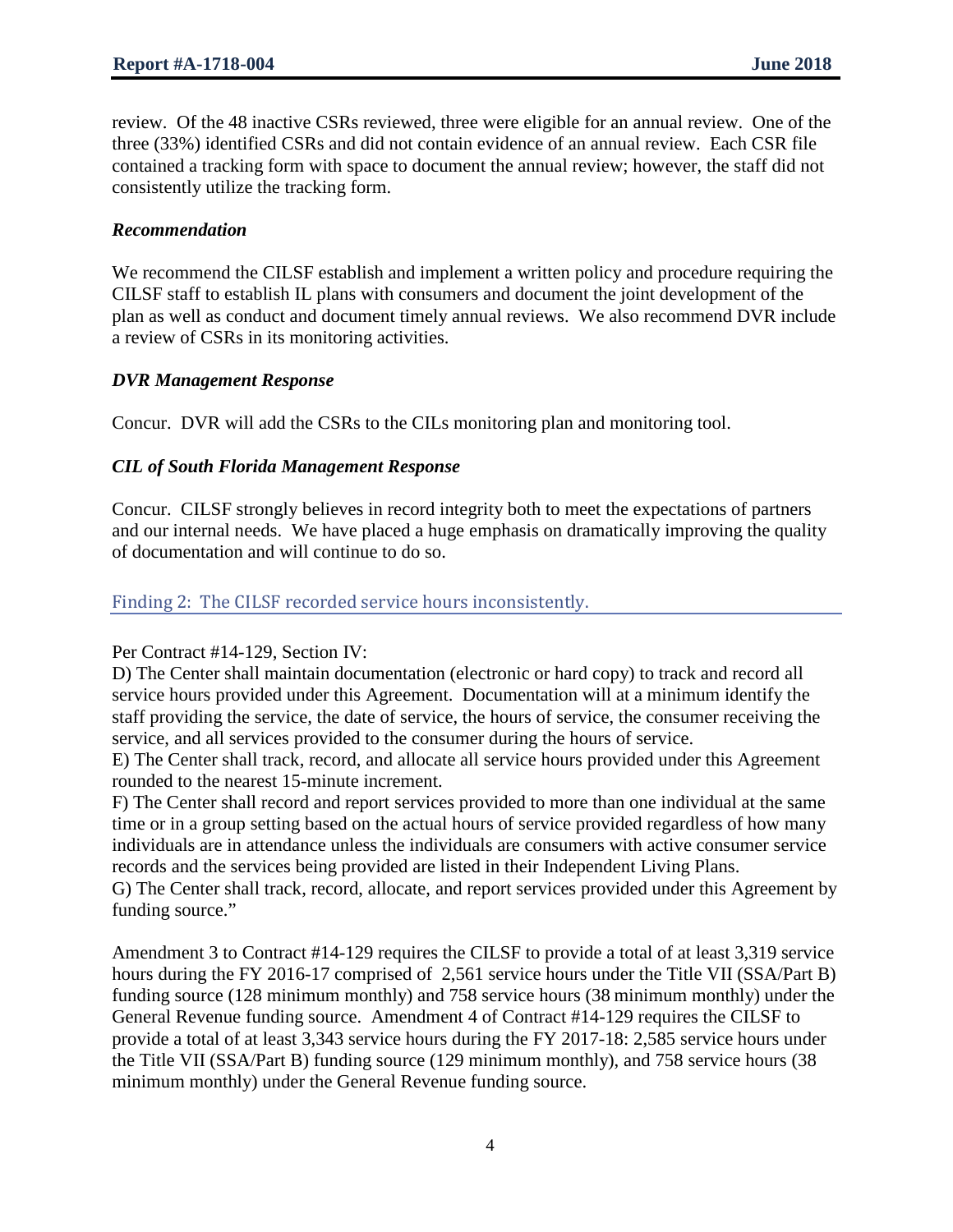review. Of the 48 inactive CSRs reviewed, three were eligible for an annual review. One of the three (33%) identified CSRs and did not contain evidence of an annual review. Each CSR file contained a tracking form with space to document the annual review; however, the staff did not consistently utilize the tracking form.

### *Recommendation*

We recommend the CILSF establish and implement a written policy and procedure requiring the CILSF staff to establish IL plans with consumers and document the joint development of the plan as well as conduct and document timely annual reviews. We also recommend DVR include a review of CSRs in its monitoring activities.

### *DVR Management Response*

Concur. DVR will add the CSRs to the CILs monitoring plan and monitoring tool.

### *CIL of South Florida Management Response*

Concur. CILSF strongly believes in record integrity both to meet the expectations of partners and our internal needs. We have placed a huge emphasis on dramatically improving the quality of documentation and will continue to do so.

## Finding 2: The CILSF recorded service hours inconsistently.

Per Contract #14-129, Section IV:
D) The Center shall maintain documentation (electronic or hard copy) to track and record all service hours provided under this Agreement. Documentation will at a minimum identify the staff providing the service, the date of service, the hours of service, the consumer receiving the service, and all services provided to the consumer during the hours of service.
E) The Center shall track, record, and allocate all service hours provided under this Agreement rounded to the nearest 15-minute increment.
F) The Center shall record and report services provided to more than one individual at the same time or in a group setting based on the actual hours of service provided regardless of how many individuals are in attendance unless the individuals are consumers with active consumer service records and the services being provided are listed in their Independent Living Plans.
G) The Center shall track, record, allocate, and report services provided under this Agreement by funding source."

Amendment 3 to Contract #14-129 requires the CILSF to provide a total of at least 3,319 service hours during the FY 2016-17 comprised of 2,561 service hours under the Title VII (SSA/Part B) funding source (128 minimum monthly) and 758 service hours (38 minimum monthly) under the General Revenue funding source. Amendment 4 of Contract #14-129 requires the CILSF to provide a total of at least 3,343 service hours during the FY 2017-18: 2,585 service hours under the Title VII (SSA/Part B) funding source (129 minimum monthly), and 758 service hours (38 minimum monthly) under the General Revenue funding source.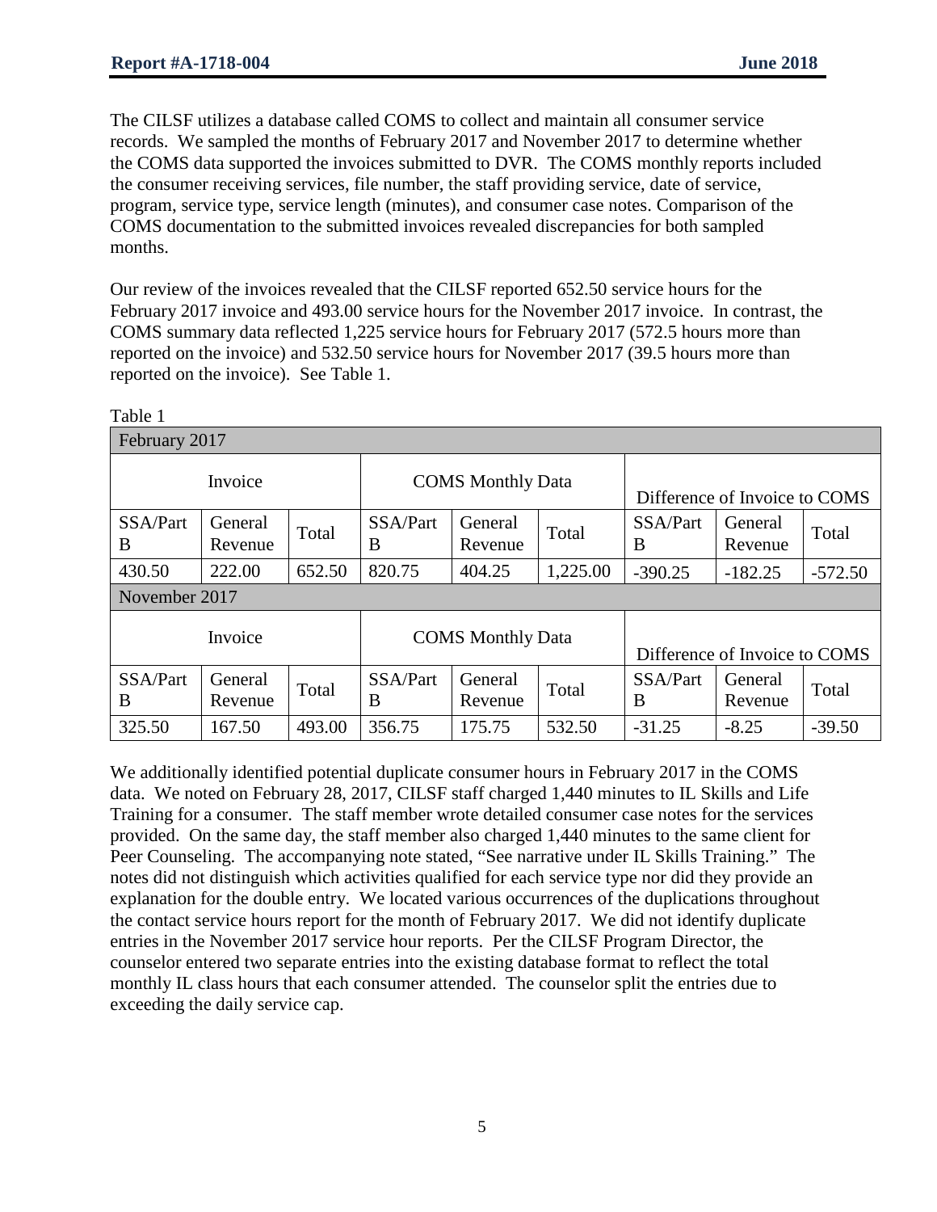The CILSF utilizes a database called COMS to collect and maintain all consumer service records. We sampled the months of February 2017 and November 2017 to determine whether the COMS data supported the invoices submitted to DVR. The COMS monthly reports included the consumer receiving services, file number, the staff providing service, date of service, program, service type, service length (minutes), and consumer case notes. Comparison of the COMS documentation to the submitted invoices revealed discrepancies for both sampled months.

Our review of the invoices revealed that the CILSF reported 652.50 service hours for the February 2017 invoice and 493.00 service hours for the November 2017 invoice. In contrast, the COMS summary data reflected 1,225 service hours for February 2017 (572.5 hours more than reported on the invoice) and 532.50 service hours for November 2017 (39.5 hours more than reported on the invoice). See Table 1.

Table 1

| February 2017 | | | | | | | | |
|---|---|---|---|---|---|---|---|---|
| Invoice | | | COMS Monthly Data | | | Difference of Invoice to COMS | | |
| SSA/Part B | General Revenue | Total | SSA/Part B | General Revenue | Total | SSA/Part B | General Revenue | Total |
| 430.50 | 222.00 | 652.50 | 820.75 | 404.25 | 1,225.00 | -390.25 | -182.25 | -572.50 |
| **November 2017** | | | | | | | | |
| Invoice | | | COMS Monthly Data | | | Difference of Invoice to COMS | | |
| SSA/Part B | General Revenue | Total | SSA/Part B | General Revenue | Total | SSA/Part B | General Revenue | Total |
| 325.50 | 167.50 | 493.00 | 356.75 | 175.75 | 532.50 | -31.25 | -8.25 | -39.50 |

We additionally identified potential duplicate consumer hours in February 2017 in the COMS data. We noted on February 28, 2017, CILSF staff charged 1,440 minutes to IL Skills and Life Training for a consumer. The staff member wrote detailed consumer case notes for the services provided. On the same day, the staff member also charged 1,440 minutes to the same client for Peer Counseling. The accompanying note stated, "See narrative under IL Skills Training." The notes did not distinguish which activities qualified for each service type nor did they provide an explanation for the double entry. We located various occurrences of the duplications throughout the contact service hours report for the month of February 2017. We did not identify duplicate entries in the November 2017 service hour reports. Per the CILSF Program Director, the counselor entered two separate entries into the existing database format to reflect the total monthly IL class hours that each consumer attended. The counselor split the entries due to exceeding the daily service cap.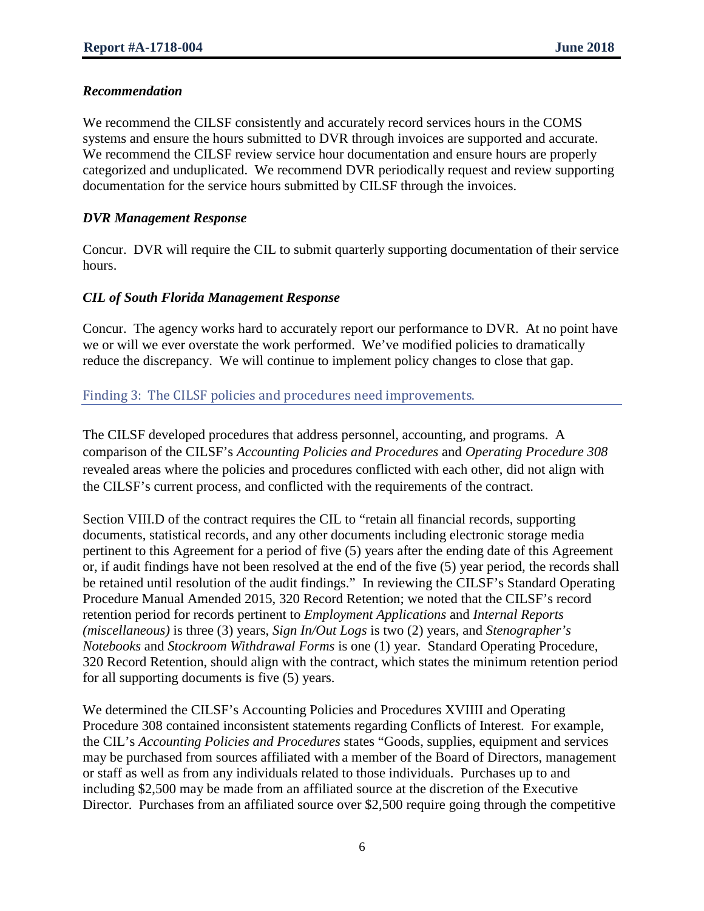### *Recommendation*

We recommend the CILSF consistently and accurately record services hours in the COMS systems and ensure the hours submitted to DVR through invoices are supported and accurate. We recommend the CILSF review service hour documentation and ensure hours are properly categorized and unduplicated. We recommend DVR periodically request and review supporting documentation for the service hours submitted by CILSF through the invoices.

### *DVR Management Response*

Concur. DVR will require the CIL to submit quarterly supporting documentation of their service hours.

### *CIL of South Florida Management Response*

Concur. The agency works hard to accurately report our performance to DVR. At no point have we or will we ever overstate the work performed. We've modified policies to dramatically reduce the discrepancy. We will continue to implement policy changes to close that gap.

## Finding 3: The CILSF policies and procedures need improvements.

The CILSF developed procedures that address personnel, accounting, and programs. A comparison of the CILSF's *Accounting Policies and Procedures* and *Operating Procedure 308* revealed areas where the policies and procedures conflicted with each other, did not align with the CILSF's current process, and conflicted with the requirements of the contract.

Section VIII.D of the contract requires the CIL to "retain all financial records, supporting documents, statistical records, and any other documents including electronic storage media pertinent to this Agreement for a period of five (5) years after the ending date of this Agreement or, if audit findings have not been resolved at the end of the five (5) year period, the records shall be retained until resolution of the audit findings." In reviewing the CILSF's Standard Operating Procedure Manual Amended 2015, 320 Record Retention; we noted that the CILSF's record retention period for records pertinent to *Employment Applications* and *Internal Reports (miscellaneous)* is three (3) years, *Sign In/Out Logs* is two (2) years, and *Stenographer's Notebooks* and *Stockroom Withdrawal Forms* is one (1) year. Standard Operating Procedure, 320 Record Retention, should align with the contract, which states the minimum retention period for all supporting documents is five (5) years.

We determined the CILSF's Accounting Policies and Procedures XVIIII and Operating Procedure 308 contained inconsistent statements regarding Conflicts of Interest. For example, the CIL's *Accounting Policies and Procedures* states "Goods, supplies, equipment and services may be purchased from sources affiliated with a member of the Board of Directors, management or staff as well as from any individuals related to those individuals. Purchases up to and including $2,500 may be made from an affiliated source at the discretion of the Executive Director. Purchases from an affiliated source over $2,500 require going through the competitive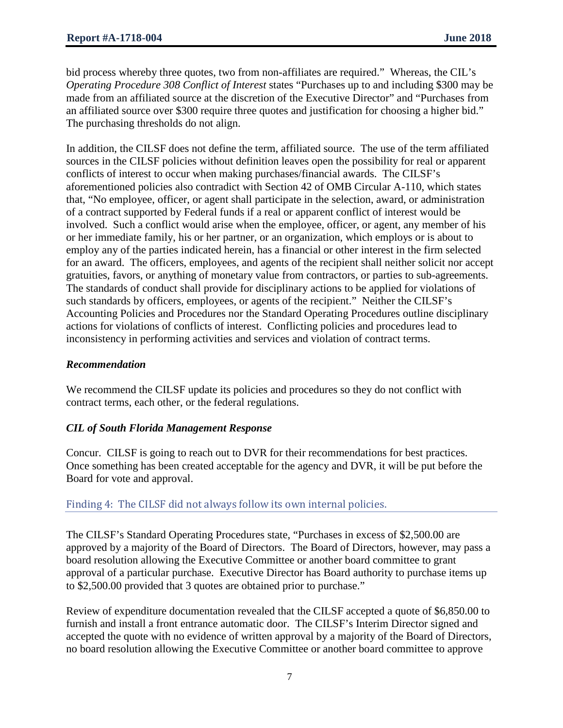bid process whereby three quotes, two from non-affiliates are required." Whereas, the CIL's *Operating Procedure 308 Conflict of Interest* states "Purchases up to and including $300 may be made from an affiliated source at the discretion of the Executive Director" and "Purchases from an affiliated source over $300 require three quotes and justification for choosing a higher bid." The purchasing thresholds do not align.

In addition, the CILSF does not define the term, affiliated source. The use of the term affiliated sources in the CILSF policies without definition leaves open the possibility for real or apparent conflicts of interest to occur when making purchases/financial awards. The CILSF's aforementioned policies also contradict with Section 42 of OMB Circular A-110, which states that, "No employee, officer, or agent shall participate in the selection, award, or administration of a contract supported by Federal funds if a real or apparent conflict of interest would be involved. Such a conflict would arise when the employee, officer, or agent, any member of his or her immediate family, his or her partner, or an organization, which employs or is about to employ any of the parties indicated herein, has a financial or other interest in the firm selected for an award. The officers, employees, and agents of the recipient shall neither solicit nor accept gratuities, favors, or anything of monetary value from contractors, or parties to sub-agreements. The standards of conduct shall provide for disciplinary actions to be applied for violations of such standards by officers, employees, or agents of the recipient." Neither the CILSF's Accounting Policies and Procedures nor the Standard Operating Procedures outline disciplinary actions for violations of conflicts of interest. Conflicting policies and procedures lead to inconsistency in performing activities and services and violation of contract terms.

### *Recommendation*

We recommend the CILSF update its policies and procedures so they do not conflict with contract terms, each other, or the federal regulations.

### *CIL of South Florida Management Response*

Concur. CILSF is going to reach out to DVR for their recommendations for best practices. Once something has been created acceptable for the agency and DVR, it will be put before the Board for vote and approval.

## Finding 4: The CILSF did not always follow its own internal policies.

The CILSF's Standard Operating Procedures state, "Purchases in excess of $2,500.00 are approved by a majority of the Board of Directors. The Board of Directors, however, may pass a board resolution allowing the Executive Committee or another board committee to grant approval of a particular purchase. Executive Director has Board authority to purchase items up to $2,500.00 provided that 3 quotes are obtained prior to purchase."

Review of expenditure documentation revealed that the CILSF accepted a quote of $6,850.00 to furnish and install a front entrance automatic door. The CILSF's Interim Director signed and accepted the quote with no evidence of written approval by a majority of the Board of Directors, no board resolution allowing the Executive Committee or another board committee to approve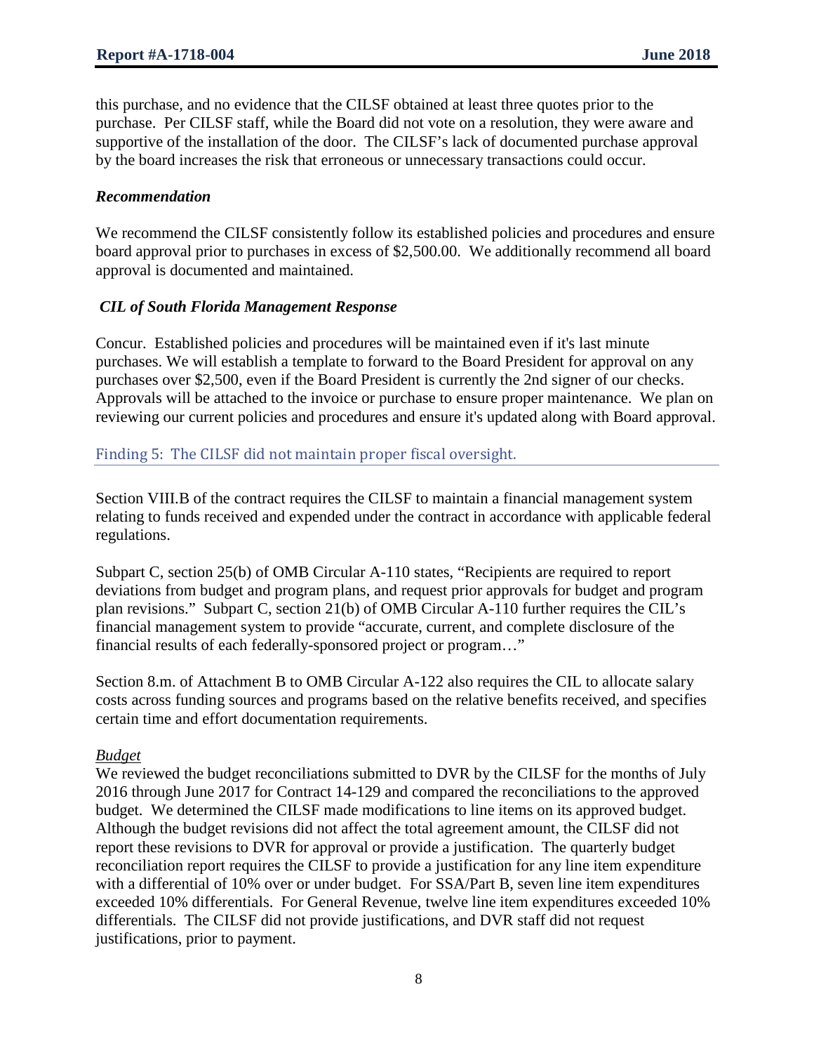this purchase, and no evidence that the CILSF obtained at least three quotes prior to the purchase. Per CILSF staff, while the Board did not vote on a resolution, they were aware and supportive of the installation of the door. The CILSF's lack of documented purchase approval by the board increases the risk that erroneous or unnecessary transactions could occur.

### *Recommendation*

We recommend the CILSF consistently follow its established policies and procedures and ensure board approval prior to purchases in excess of $2,500.00. We additionally recommend all board approval is documented and maintained.

### *CIL of South Florida Management Response*

Concur. Established policies and procedures will be maintained even if it's last minute purchases. We will establish a template to forward to the Board President for approval on any purchases over $2,500, even if the Board President is currently the 2nd signer of our checks. Approvals will be attached to the invoice or purchase to ensure proper maintenance. We plan on reviewing our current policies and procedures and ensure it's updated along with Board approval.

## Finding 5: The CILSF did not maintain proper fiscal oversight.

Section VIII.B of the contract requires the CILSF to maintain a financial management system relating to funds received and expended under the contract in accordance with applicable federal regulations.

Subpart C, section 25(b) of OMB Circular A-110 states, "Recipients are required to report deviations from budget and program plans, and request prior approvals for budget and program plan revisions." Subpart C, section 21(b) of OMB Circular A-110 further requires the CIL's financial management system to provide "accurate, current, and complete disclosure of the financial results of each federally-sponsored project or program…"

Section 8.m. of Attachment B to OMB Circular A-122 also requires the CIL to allocate salary costs across funding sources and programs based on the relative benefits received, and specifies certain time and effort documentation requirements.

<u>*Budget*</u>

We reviewed the budget reconciliations submitted to DVR by the CILSF for the months of July 2016 through June 2017 for Contract 14-129 and compared the reconciliations to the approved budget. We determined the CILSF made modifications to line items on its approved budget. Although the budget revisions did not affect the total agreement amount, the CILSF did not report these revisions to DVR for approval or provide a justification. The quarterly budget reconciliation report requires the CILSF to provide a justification for any line item expenditure with a differential of 10% over or under budget. For SSA/Part B, seven line item expenditures exceeded 10% differentials. For General Revenue, twelve line item expenditures exceeded 10% differentials. The CILSF did not provide justifications, and DVR staff did not request justifications, prior to payment.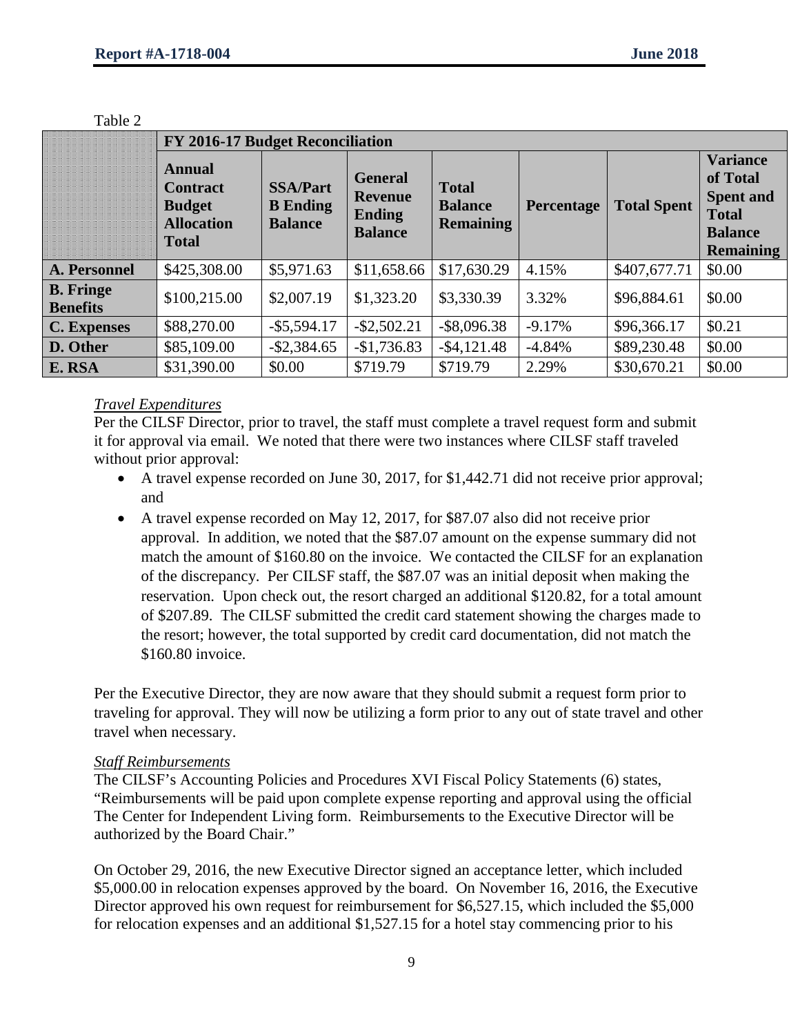Table 2

| | FY 2016-17 Budget Reconciliation | | | | | | |
|---|---|---|---|---|---|---|---|
| | **Annual Contract Budget Allocation Total** | **SSA/Part B Ending Balance** | **General Revenue Ending Balance** | **Total Balance Remaining** | **Percentage** | **Total Spent** | **Variance of Total Spent and Total Balance Remaining** |
| **A. Personnel** | $425,308.00 | $5,971.63 | $11,658.66 | $17,630.29 | 4.15% | $407,677.71 | $0.00 |
| **B. Fringe Benefits** | $100,215.00 | $2,007.19 | $1,323.20 | $3,330.39 | 3.32% | $96,884.61 | $0.00 |
| **C. Expenses** | $88,270.00 | -$5,594.17 | -$2,502.21 | -$8,096.38 | -9.17% | $96,366.17 | $0.21 |
| **D. Other** | $85,109.00 | -$2,384.65 | -$1,736.83 | -$4,121.48 | -4.84% | $89,230.48 | $0.00 |
| **E. RSA** | $31,390.00 | $0.00 | $719.79 | $719.79 | 2.29% | $30,670.21 | $0.00 |

*Travel Expenditures*

Per the CILSF Director, prior to travel, the staff must complete a travel request form and submit it for approval via email. We noted that there were two instances where CILSF staff traveled without prior approval:

- A travel expense recorded on June 30, 2017, for $1,442.71 did not receive prior approval; and
- A travel expense recorded on May 12, 2017, for $87.07 also did not receive prior approval. In addition, we noted that the $87.07 amount on the expense summary did not match the amount of $160.80 on the invoice. We contacted the CILSF for an explanation of the discrepancy. Per CILSF staff, the $87.07 was an initial deposit when making the reservation. Upon check out, the resort charged an additional $120.82, for a total amount of $207.89. The CILSF submitted the credit card statement showing the charges made to the resort; however, the total supported by credit card documentation, did not match the $160.80 invoice.

Per the Executive Director, they are now aware that they should submit a request form prior to traveling for approval. They will now be utilizing a form prior to any out of state travel and other travel when necessary.

*Staff Reimbursements*

The CILSF's Accounting Policies and Procedures XVI Fiscal Policy Statements (6) states, "Reimbursements will be paid upon complete expense reporting and approval using the official The Center for Independent Living form. Reimbursements to the Executive Director will be authorized by the Board Chair."

On October 29, 2016, the new Executive Director signed an acceptance letter, which included $5,000.00 in relocation expenses approved by the board. On November 16, 2016, the Executive Director approved his own request for reimbursement for $6,527.15, which included the $5,000 for relocation expenses and an additional $1,527.15 for a hotel stay commencing prior to his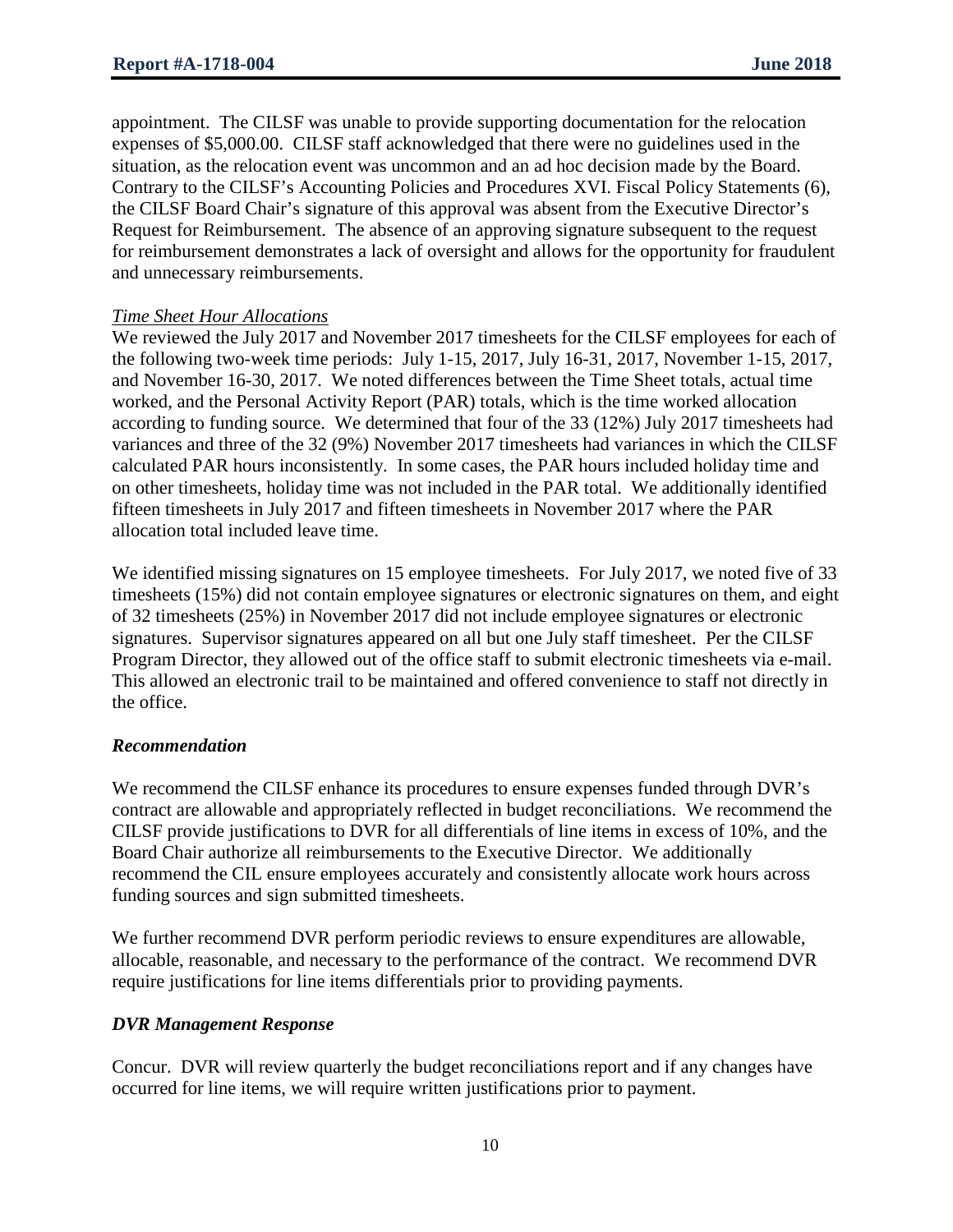appointment. The CILSF was unable to provide supporting documentation for the relocation expenses of $5,000.00. CILSF staff acknowledged that there were no guidelines used in the situation, as the relocation event was uncommon and an ad hoc decision made by the Board. Contrary to the CILSF's Accounting Policies and Procedures XVI. Fiscal Policy Statements (6), the CILSF Board Chair's signature of this approval was absent from the Executive Director's Request for Reimbursement. The absence of an approving signature subsequent to the request for reimbursement demonstrates a lack of oversight and allows for the opportunity for fraudulent and unnecessary reimbursements.

*Time Sheet Hour Allocations*

We reviewed the July 2017 and November 2017 timesheets for the CILSF employees for each of the following two-week time periods: July 1-15, 2017, July 16-31, 2017, November 1-15, 2017, and November 16-30, 2017. We noted differences between the Time Sheet totals, actual time worked, and the Personal Activity Report (PAR) totals, which is the time worked allocation according to funding source. We determined that four of the 33 (12%) July 2017 timesheets had variances and three of the 32 (9%) November 2017 timesheets had variances in which the CILSF calculated PAR hours inconsistently. In some cases, the PAR hours included holiday time and on other timesheets, holiday time was not included in the PAR total. We additionally identified fifteen timesheets in July 2017 and fifteen timesheets in November 2017 where the PAR allocation total included leave time.

We identified missing signatures on 15 employee timesheets. For July 2017, we noted five of 33 timesheets (15%) did not contain employee signatures or electronic signatures on them, and eight of 32 timesheets (25%) in November 2017 did not include employee signatures or electronic signatures. Supervisor signatures appeared on all but one July staff timesheet. Per the CILSF Program Director, they allowed out of the office staff to submit electronic timesheets via e-mail. This allowed an electronic trail to be maintained and offered convenience to staff not directly in the office.

### *Recommendation*

We recommend the CILSF enhance its procedures to ensure expenses funded through DVR's contract are allowable and appropriately reflected in budget reconciliations. We recommend the CILSF provide justifications to DVR for all differentials of line items in excess of 10%, and the Board Chair authorize all reimbursements to the Executive Director. We additionally recommend the CIL ensure employees accurately and consistently allocate work hours across funding sources and sign submitted timesheets.

We further recommend DVR perform periodic reviews to ensure expenditures are allowable, allocable, reasonable, and necessary to the performance of the contract. We recommend DVR require justifications for line items differentials prior to providing payments.

### *DVR Management Response*

Concur. DVR will review quarterly the budget reconciliations report and if any changes have occurred for line items, we will require written justifications prior to payment.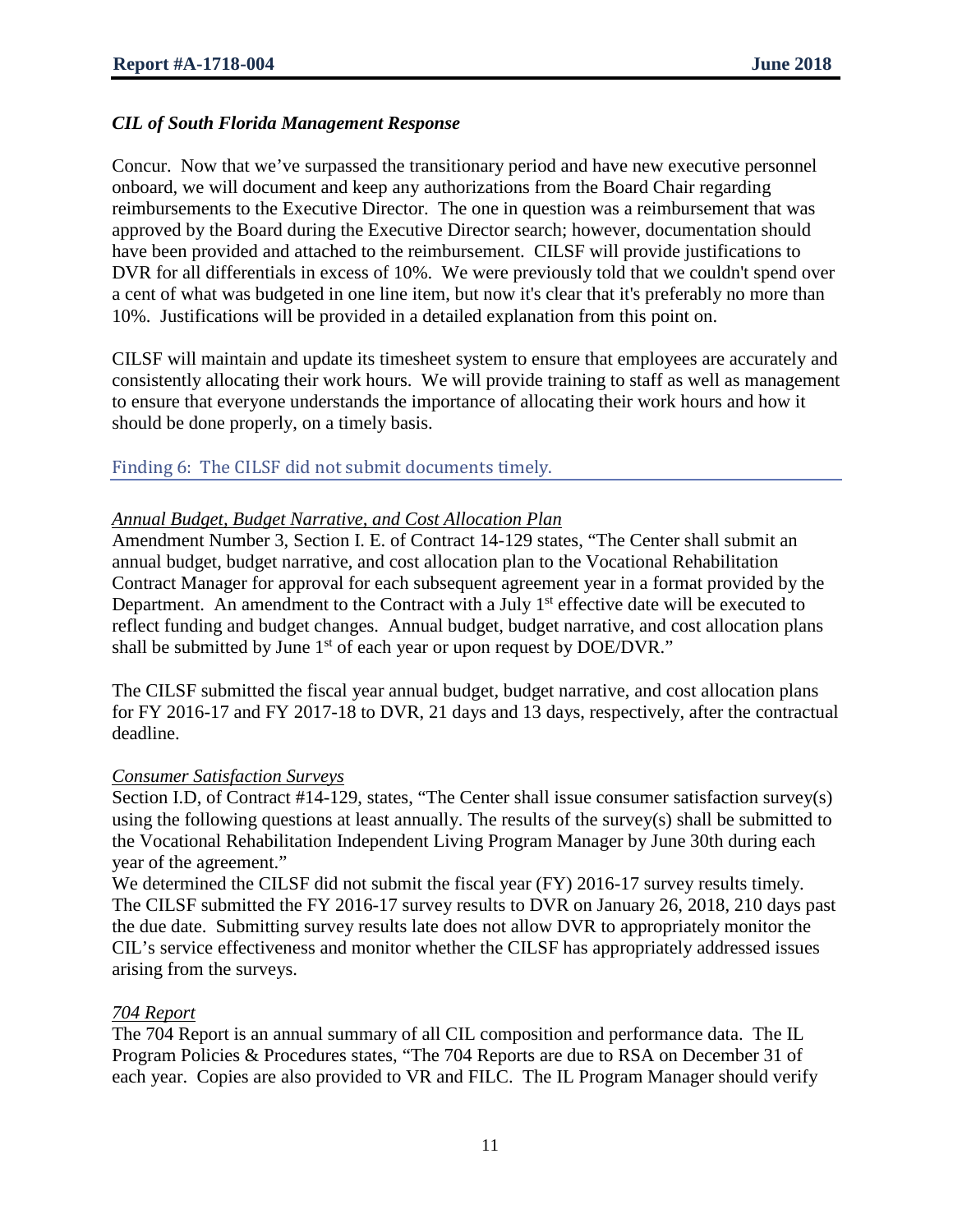### *CIL of South Florida Management Response*

Concur. Now that we've surpassed the transitionary period and have new executive personnel onboard, we will document and keep any authorizations from the Board Chair regarding reimbursements to the Executive Director. The one in question was a reimbursement that was approved by the Board during the Executive Director search; however, documentation should have been provided and attached to the reimbursement. CILSF will provide justifications to DVR for all differentials in excess of 10%. We were previously told that we couldn't spend over a cent of what was budgeted in one line item, but now it's clear that it's preferably no more than 10%. Justifications will be provided in a detailed explanation from this point on.

CILSF will maintain and update its timesheet system to ensure that employees are accurately and consistently allocating their work hours. We will provide training to staff as well as management to ensure that everyone understands the importance of allocating their work hours and how it should be done properly, on a timely basis.

## Finding 6: The CILSF did not submit documents timely.

*Annual Budget, Budget Narrative, and Cost Allocation Plan*

Amendment Number 3, Section I. E. of Contract 14-129 states, "The Center shall submit an annual budget, budget narrative, and cost allocation plan to the Vocational Rehabilitation Contract Manager for approval for each subsequent agreement year in a format provided by the Department. An amendment to the Contract with a July 1st effective date will be executed to reflect funding and budget changes. Annual budget, budget narrative, and cost allocation plans shall be submitted by June 1st of each year or upon request by DOE/DVR."

The CILSF submitted the fiscal year annual budget, budget narrative, and cost allocation plans for FY 2016-17 and FY 2017-18 to DVR, 21 days and 13 days, respectively, after the contractual deadline.

*Consumer Satisfaction Surveys*

Section I.D, of Contract #14-129, states, "The Center shall issue consumer satisfaction survey(s) using the following questions at least annually. The results of the survey(s) shall be submitted to the Vocational Rehabilitation Independent Living Program Manager by June 30th during each year of the agreement."

We determined the CILSF did not submit the fiscal year (FY) 2016-17 survey results timely. The CILSF submitted the FY 2016-17 survey results to DVR on January 26, 2018, 210 days past the due date. Submitting survey results late does not allow DVR to appropriately monitor the CIL's service effectiveness and monitor whether the CILSF has appropriately addressed issues arising from the surveys.

*704 Report*

The 704 Report is an annual summary of all CIL composition and performance data. The IL Program Policies & Procedures states, "The 704 Reports are due to RSA on December 31 of each year. Copies are also provided to VR and FILC. The IL Program Manager should verify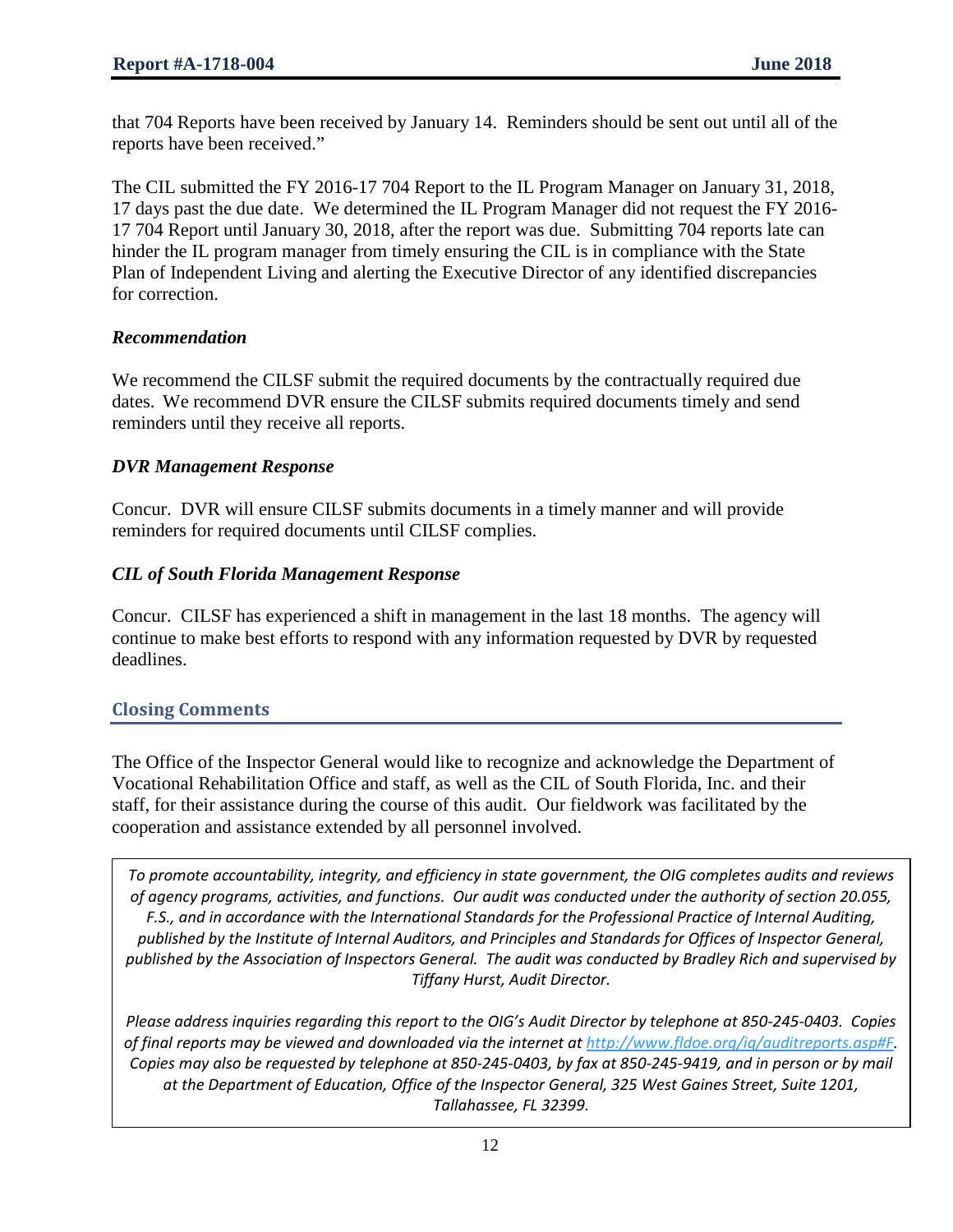that 704 Reports have been received by January 14. Reminders should be sent out until all of the reports have been received."

The CIL submitted the FY 2016-17 704 Report to the IL Program Manager on January 31, 2018, 17 days past the due date. We determined the IL Program Manager did not request the FY 2016-17 704 Report until January 30, 2018, after the report was due. Submitting 704 reports late can hinder the IL program manager from timely ensuring the CIL is in compliance with the State Plan of Independent Living and alerting the Executive Director of any identified discrepancies for correction.

### *Recommendation*

We recommend the CILSF submit the required documents by the contractually required due dates. We recommend DVR ensure the CILSF submits required documents timely and send reminders until they receive all reports.

### *DVR Management Response*

Concur. DVR will ensure CILSF submits documents in a timely manner and will provide reminders for required documents until CILSF complies.

### *CIL of South Florida Management Response*

Concur. CILSF has experienced a shift in management in the last 18 months. The agency will continue to make best efforts to respond with any information requested by DVR by requested deadlines.

## Closing Comments

The Office of the Inspector General would like to recognize and acknowledge the Department of Vocational Rehabilitation Office and staff, as well as the CIL of South Florida, Inc. and their staff, for their assistance during the course of this audit. Our fieldwork was facilitated by the cooperation and assistance extended by all personnel involved.

*To promote accountability, integrity, and efficiency in state government, the OIG completes audits and reviews of agency programs, activities, and functions. Our audit was conducted under the authority of section 20.055, F.S., and in accordance with the International Standards for the Professional Practice of Internal Auditing, published by the Institute of Internal Auditors, and Principles and Standards for Offices of Inspector General, published by the Association of Inspectors General. The audit was conducted by Bradley Rich and supervised by Tiffany Hurst, Audit Director.*

*Please address inquiries regarding this report to the OIG's Audit Director by telephone at 850-245-0403. Copies of final reports may be viewed and downloaded via the internet at http://www.fldoe.org/ig/auditreports.asp#F. Copies may also be requested by telephone at 850-245-0403, by fax at 850-245-9419, and in person or by mail at the Department of Education, Office of the Inspector General, 325 West Gaines Street, Suite 1201, Tallahassee, FL 32399.*